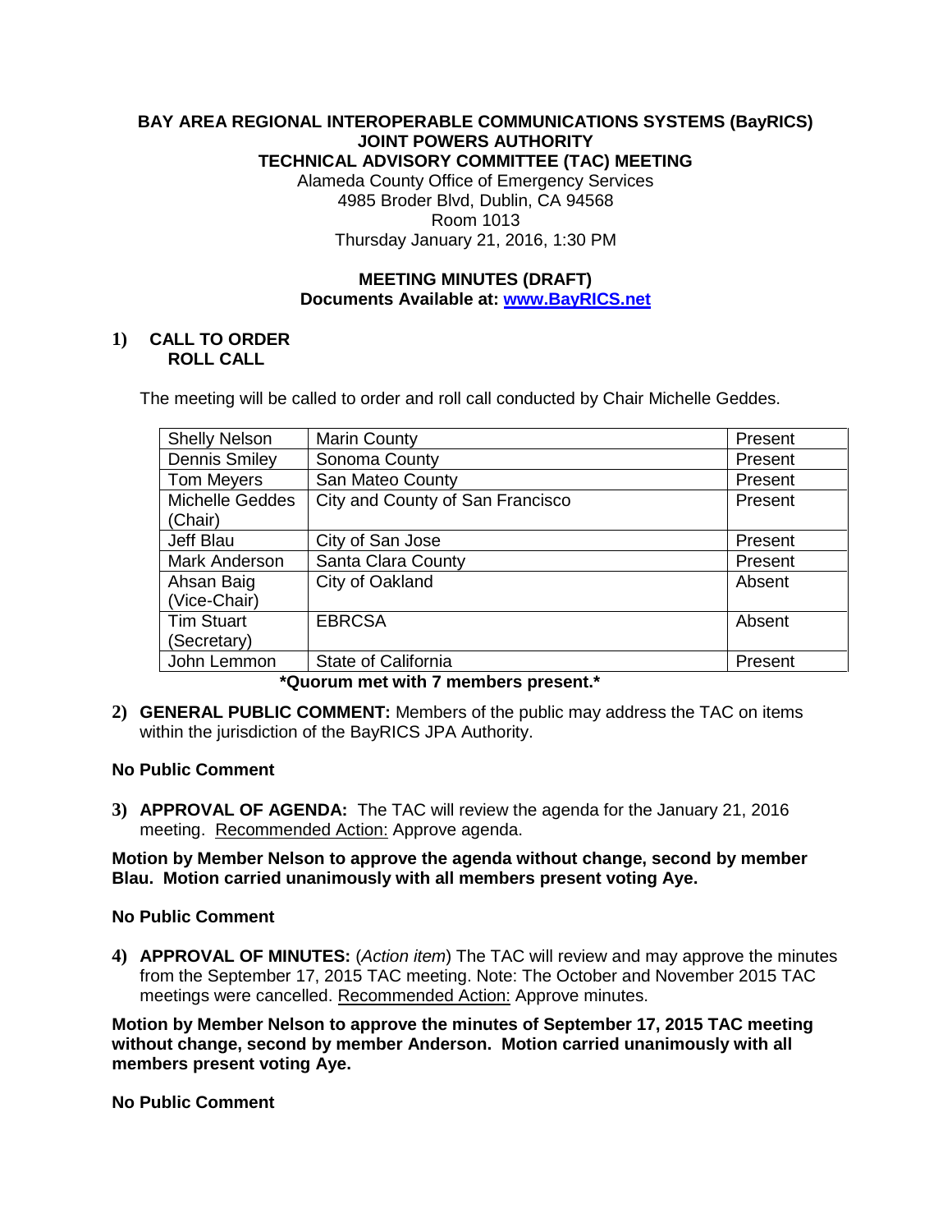# BAY AREA REGIONAL INTEROPERABLE COMMUNICATIONS SYSTEMS (BayRICS) JOINT POWERS AUTHORITY TECHNICAL ADVISORY COMMITTEE (TAC) MEETING

Alameda County Office of Emergency Services
4985 Broder Blvd, Dublin, CA 94568
Room 1013
Thursday January 21, 2016, 1:30 PM

## MEETING MINUTES (DRAFT)

**Documents Available at: [www.BayRICS.net](http://www.BayRICS.net)**

**1) CALL TO ORDER**
**ROLL CALL**

The meeting will be called to order and roll call conducted by Chair Michelle Geddes.

| Name | Jurisdiction | Status |
| --- | --- | --- |
| Shelly Nelson | Marin County | Present |
| Dennis Smiley | Sonoma County | Present |
| Tom Meyers | San Mateo County | Present |
| Michelle Geddes (Chair) | City and County of San Francisco | Present |
| Jeff Blau | City of San Jose | Present |
| Mark Anderson | Santa Clara County | Present |
| Ahsan Baig (Vice-Chair) | City of Oakland | Absent |
| Tim Stuart (Secretary) | EBRCSA | Absent |
| John Lemmon | State of California | Present |

**\*Quorum met with 7 members present.\***

**2) GENERAL PUBLIC COMMENT:** Members of the public may address the TAC on items within the jurisdiction of the BayRICS JPA Authority.

**No Public Comment**

**3) APPROVAL OF AGENDA:** The TAC will review the agenda for the January 21, 2016 meeting. Recommended Action: Approve agenda.

**Motion by Member Nelson to approve the agenda without change, second by member Blau. Motion carried unanimously with all members present voting Aye.**

**No Public Comment**

**4) APPROVAL OF MINUTES:** (*Action item*) The TAC will review and may approve the minutes from the September 17, 2015 TAC meeting. Note: The October and November 2015 TAC meetings were cancelled. Recommended Action: Approve minutes.

**Motion by Member Nelson to approve the minutes of September 17, 2015 TAC meeting without change, second by member Anderson. Motion carried unanimously with all members present voting Aye.**

**No Public Comment**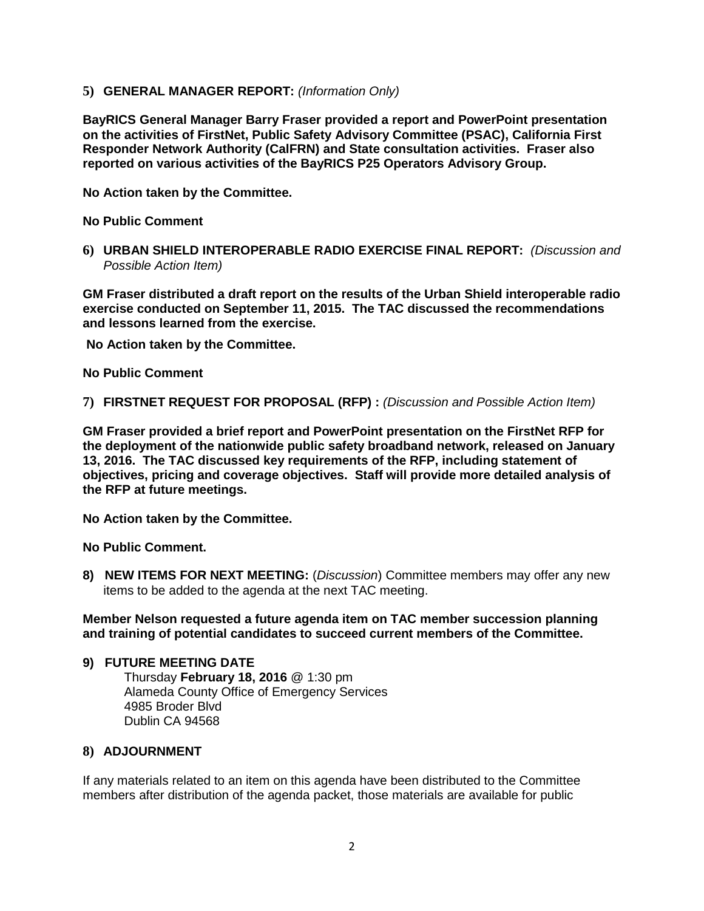**5) GENERAL MANAGER REPORT:** *(Information Only)*

**BayRICS General Manager Barry Fraser provided a report and PowerPoint presentation on the activities of FirstNet, Public Safety Advisory Committee (PSAC), California First Responder Network Authority (CalFRN) and State consultation activities. Fraser also reported on various activities of the BayRICS P25 Operators Advisory Group.**

**No Action taken by the Committee.**

**No Public Comment**

**6) URBAN SHIELD INTEROPERABLE RADIO EXERCISE FINAL REPORT:** *(Discussion and Possible Action Item)*

**GM Fraser distributed a draft report on the results of the Urban Shield interoperable radio exercise conducted on September 11, 2015. The TAC discussed the recommendations and lessons learned from the exercise.**

**No Action taken by the Committee.**

**No Public Comment**

**7) FIRSTNET REQUEST FOR PROPOSAL (RFP) :** *(Discussion and Possible Action Item)*

**GM Fraser provided a brief report and PowerPoint presentation on the FirstNet RFP for the deployment of the nationwide public safety broadband network, released on January 13, 2016. The TAC discussed key requirements of the RFP, including statement of objectives, pricing and coverage objectives. Staff will provide more detailed analysis of the RFP at future meetings.**

**No Action taken by the Committee.**

**No Public Comment.**

**8) NEW ITEMS FOR NEXT MEETING:** (*Discussion*) Committee members may offer any new items to be added to the agenda at the next TAC meeting.

**Member Nelson requested a future agenda item on TAC member succession planning and training of potential candidates to succeed current members of the Committee.**

**9) FUTURE MEETING DATE**

Thursday **February 18, 2016** @ 1:30 pm
Alameda County Office of Emergency Services
4985 Broder Blvd
Dublin CA 94568

**8) ADJOURNMENT**

If any materials related to an item on this agenda have been distributed to the Committee members after distribution of the agenda packet, those materials are available for public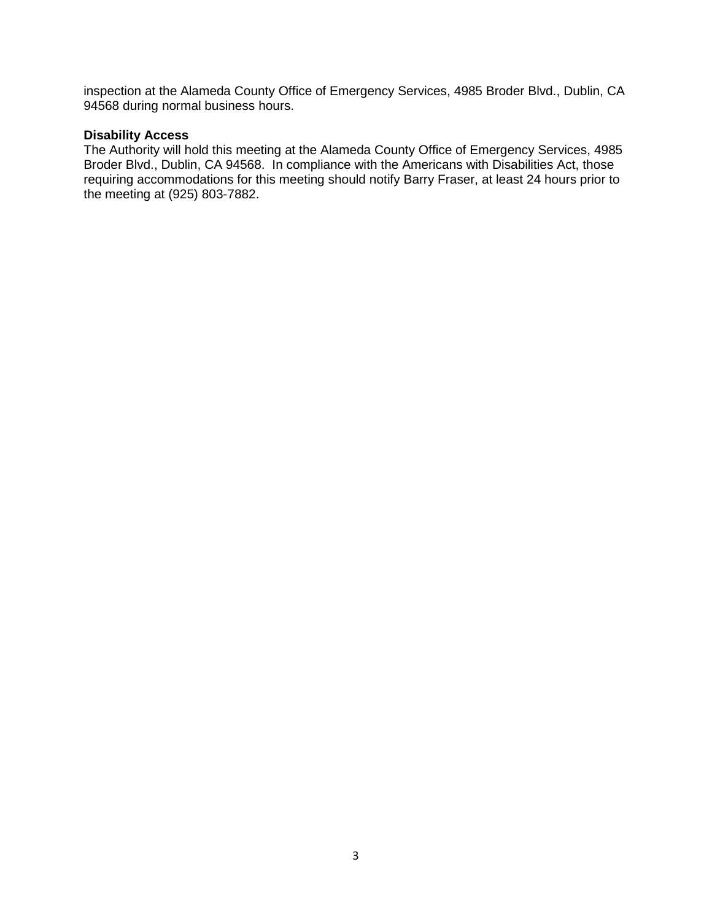inspection at the Alameda County Office of Emergency Services, 4985 Broder Blvd., Dublin, CA 94568 during normal business hours.

**Disability Access**

The Authority will hold this meeting at the Alameda County Office of Emergency Services, 4985 Broder Blvd., Dublin, CA 94568. In compliance with the Americans with Disabilities Act, those requiring accommodations for this meeting should notify Barry Fraser, at least 24 hours prior to the meeting at (925) 803-7882.